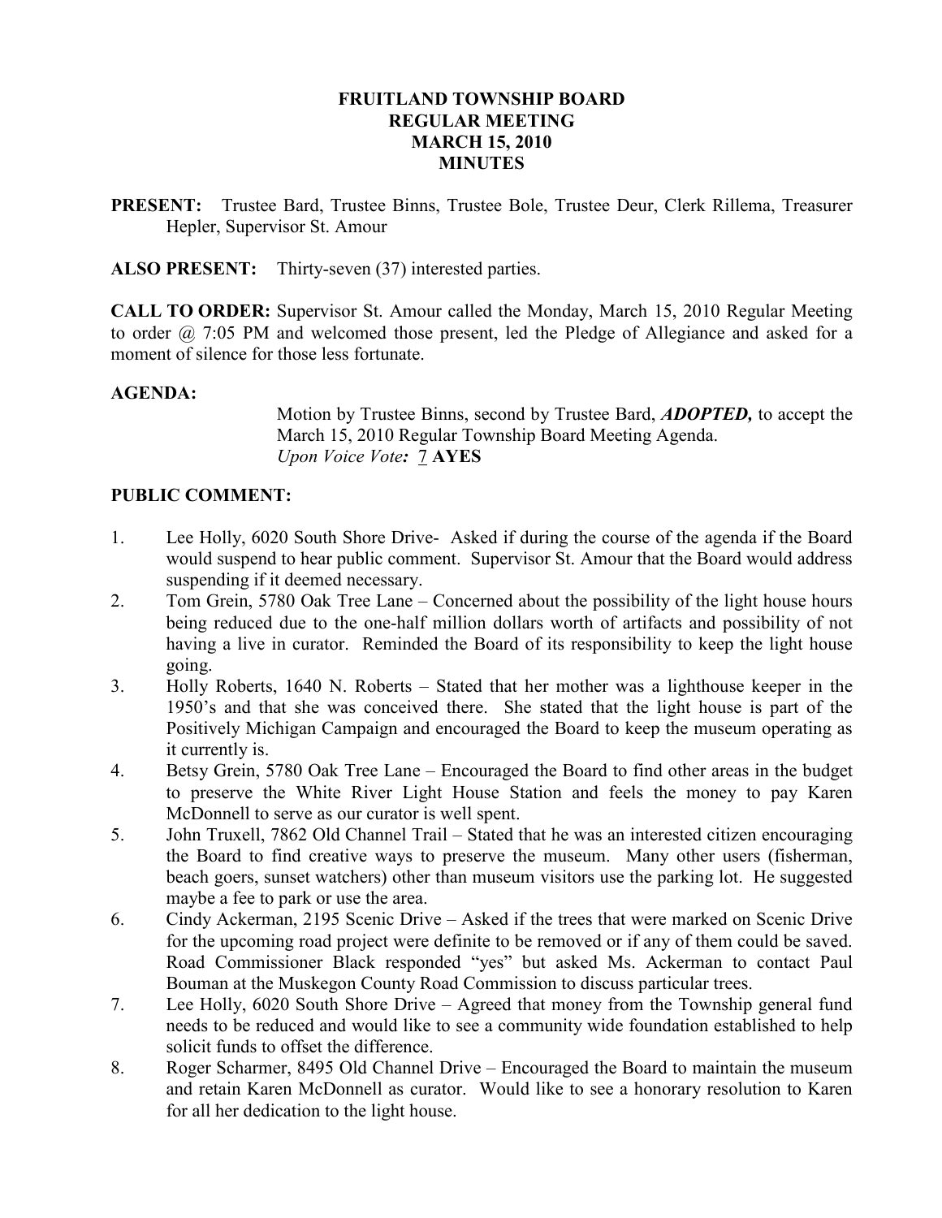**FRUITLAND TOWNSHIP BOARD**
**REGULAR MEETING**
**MARCH 15, 2010**
**MINUTES**

**PRESENT:** Trustee Bard, Trustee Binns, Trustee Bole, Trustee Deur, Clerk Rillema, Treasurer Hepler, Supervisor St. Amour

**ALSO PRESENT:** Thirty-seven (37) interested parties.

**CALL TO ORDER:** Supervisor St. Amour called the Monday, March 15, 2010 Regular Meeting to order @ 7:05 PM and welcomed those present, led the Pledge of Allegiance and asked for a moment of silence for those less fortunate.

**AGENDA:**

Motion by Trustee Binns, second by Trustee Bard, ***ADOPTED,*** to accept the March 15, 2010 Regular Township Board Meeting Agenda.
*Upon Voice Vote:* 7 **AYES**

**PUBLIC COMMENT:**

1. Lee Holly, 6020 South Shore Drive- Asked if during the course of the agenda if the Board would suspend to hear public comment. Supervisor St. Amour that the Board would address suspending if it deemed necessary.
2. Tom Grein, 5780 Oak Tree Lane – Concerned about the possibility of the light house hours being reduced due to the one-half million dollars worth of artifacts and possibility of not having a live in curator. Reminded the Board of its responsibility to keep the light house going.
3. Holly Roberts, 1640 N. Roberts – Stated that her mother was a lighthouse keeper in the 1950's and that she was conceived there. She stated that the light house is part of the Positively Michigan Campaign and encouraged the Board to keep the museum operating as it currently is.
4. Betsy Grein, 5780 Oak Tree Lane – Encouraged the Board to find other areas in the budget to preserve the White River Light House Station and feels the money to pay Karen McDonnell to serve as our curator is well spent.
5. John Truxell, 7862 Old Channel Trail – Stated that he was an interested citizen encouraging the Board to find creative ways to preserve the museum. Many other users (fisherman, beach goers, sunset watchers) other than museum visitors use the parking lot. He suggested maybe a fee to park or use the area.
6. Cindy Ackerman, 2195 Scenic Drive – Asked if the trees that were marked on Scenic Drive for the upcoming road project were definite to be removed or if any of them could be saved. Road Commissioner Black responded "yes" but asked Ms. Ackerman to contact Paul Bouman at the Muskegon County Road Commission to discuss particular trees.
7. Lee Holly, 6020 South Shore Drive – Agreed that money from the Township general fund needs to be reduced and would like to see a community wide foundation established to help solicit funds to offset the difference.
8. Roger Scharmer, 8495 Old Channel Drive – Encouraged the Board to maintain the museum and retain Karen McDonnell as curator. Would like to see a honorary resolution to Karen for all her dedication to the light house.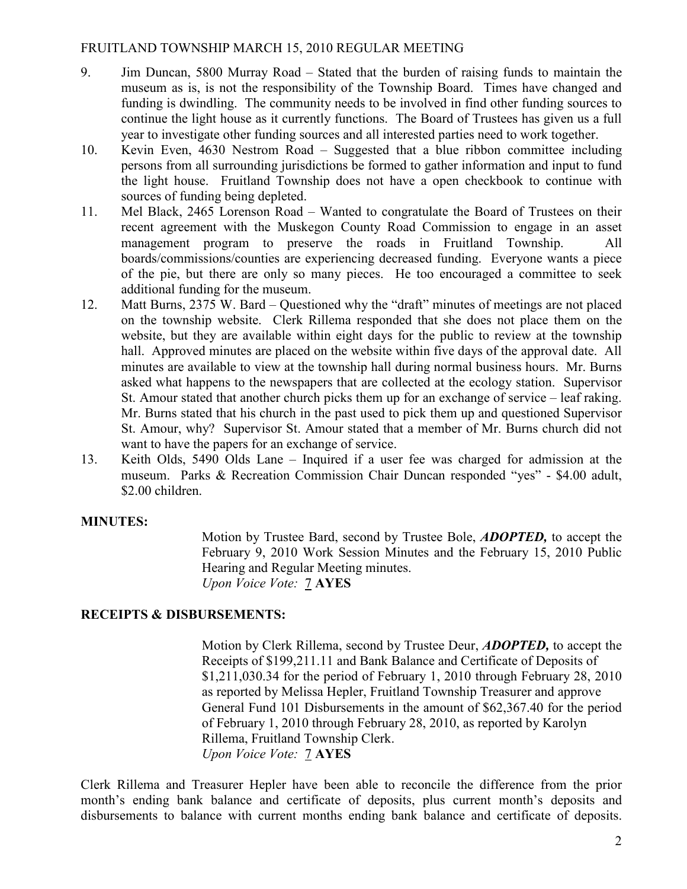9. Jim Duncan, 5800 Murray Road – Stated that the burden of raising funds to maintain the museum as is, is not the responsibility of the Township Board. Times have changed and funding is dwindling. The community needs to be involved in find other funding sources to continue the light house as it currently functions. The Board of Trustees has given us a full year to investigate other funding sources and all interested parties need to work together.
10. Kevin Even, 4630 Nestrom Road – Suggested that a blue ribbon committee including persons from all surrounding jurisdictions be formed to gather information and input to fund the light house. Fruitland Township does not have a open checkbook to continue with sources of funding being depleted.
11. Mel Black, 2465 Lorenson Road – Wanted to congratulate the Board of Trustees on their recent agreement with the Muskegon County Road Commission to engage in an asset management program to preserve the roads in Fruitland Township. All boards/commissions/counties are experiencing decreased funding. Everyone wants a piece of the pie, but there are only so many pieces. He too encouraged a committee to seek additional funding for the museum.
12. Matt Burns, 2375 W. Bard – Questioned why the "draft" minutes of meetings are not placed on the township website. Clerk Rillema responded that she does not place them on the website, but they are available within eight days for the public to review at the township hall. Approved minutes are placed on the website within five days of the approval date. All minutes are available to view at the township hall during normal business hours. Mr. Burns asked what happens to the newspapers that are collected at the ecology station. Supervisor St. Amour stated that another church picks them up for an exchange of service – leaf raking. Mr. Burns stated that his church in the past used to pick them up and questioned Supervisor St. Amour, why? Supervisor St. Amour stated that a member of Mr. Burns church did not want to have the papers for an exchange of service.
13. Keith Olds, 5490 Olds Lane – Inquired if a user fee was charged for admission at the museum. Parks & Recreation Commission Chair Duncan responded "yes" - $4.00 adult, $2.00 children.

**MINUTES:**

Motion by Trustee Bard, second by Trustee Bole, ***ADOPTED,*** to accept the February 9, 2010 Work Session Minutes and the February 15, 2010 Public Hearing and Regular Meeting minutes.
*Upon Voice Vote:* 7 **AYES**

**RECEIPTS & DISBURSEMENTS:**

Motion by Clerk Rillema, second by Trustee Deur, ***ADOPTED,*** to accept the Receipts of $199,211.11 and Bank Balance and Certificate of Deposits of $1,211,030.34 for the period of February 1, 2010 through February 28, 2010 as reported by Melissa Hepler, Fruitland Township Treasurer and approve General Fund 101 Disbursements in the amount of $62,367.40 for the period of February 1, 2010 through February 28, 2010, as reported by Karolyn Rillema, Fruitland Township Clerk.
*Upon Voice Vote:* 7 **AYES**

Clerk Rillema and Treasurer Hepler have been able to reconcile the difference from the prior month's ending bank balance and certificate of deposits, plus current month's deposits and disbursements to balance with current months ending bank balance and certificate of deposits.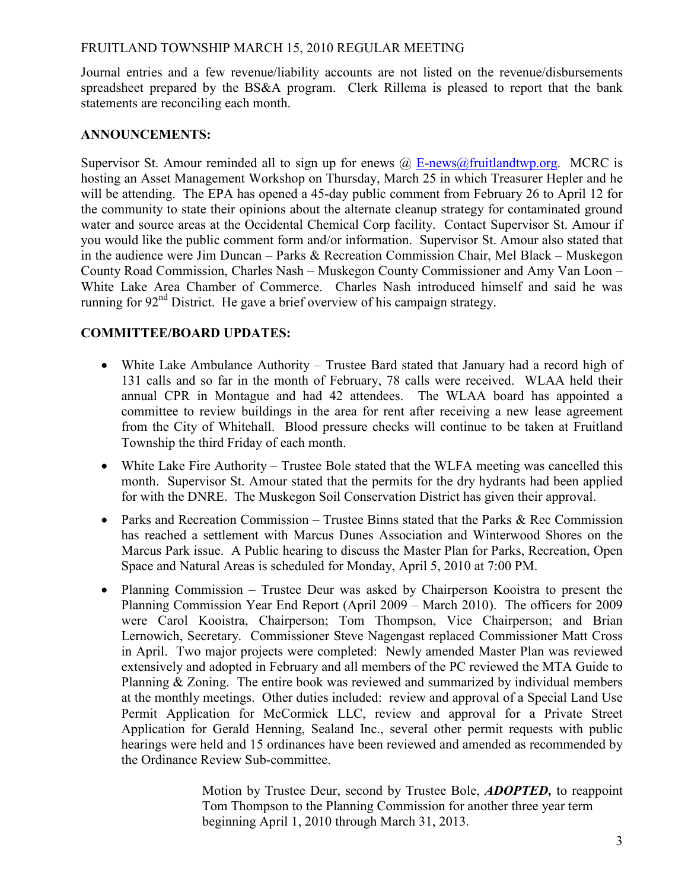Journal entries and a few revenue/liability accounts are not listed on the revenue/disbursements spreadsheet prepared by the BS&A program. Clerk Rillema is pleased to report that the bank statements are reconciling each month.

**ANNOUNCEMENTS:**

Supervisor St. Amour reminded all to sign up for enews @ E-news@fruitlandtwp.org. MCRC is hosting an Asset Management Workshop on Thursday, March 25 in which Treasurer Hepler and he will be attending. The EPA has opened a 45-day public comment from February 26 to April 12 for the community to state their opinions about the alternate cleanup strategy for contaminated ground water and source areas at the Occidental Chemical Corp facility. Contact Supervisor St. Amour if you would like the public comment form and/or information. Supervisor St. Amour also stated that in the audience were Jim Duncan – Parks & Recreation Commission Chair, Mel Black – Muskegon County Road Commission, Charles Nash – Muskegon County Commissioner and Amy Van Loon – White Lake Area Chamber of Commerce. Charles Nash introduced himself and said he was running for 92nd District. He gave a brief overview of his campaign strategy.

**COMMITTEE/BOARD UPDATES:**

- White Lake Ambulance Authority – Trustee Bard stated that January had a record high of 131 calls and so far in the month of February, 78 calls were received. WLAA held their annual CPR in Montague and had 42 attendees. The WLAA board has appointed a committee to review buildings in the area for rent after receiving a new lease agreement from the City of Whitehall. Blood pressure checks will continue to be taken at Fruitland Township the third Friday of each month.
- White Lake Fire Authority – Trustee Bole stated that the WLFA meeting was cancelled this month. Supervisor St. Amour stated that the permits for the dry hydrants had been applied for with the DNRE. The Muskegon Soil Conservation District has given their approval.
- Parks and Recreation Commission – Trustee Binns stated that the Parks & Rec Commission has reached a settlement with Marcus Dunes Association and Winterwood Shores on the Marcus Park issue. A Public hearing to discuss the Master Plan for Parks, Recreation, Open Space and Natural Areas is scheduled for Monday, April 5, 2010 at 7:00 PM.
- Planning Commission – Trustee Deur was asked by Chairperson Kooistra to present the Planning Commission Year End Report (April 2009 – March 2010). The officers for 2009 were Carol Kooistra, Chairperson; Tom Thompson, Vice Chairperson; and Brian Lernowich, Secretary. Commissioner Steve Nagengast replaced Commissioner Matt Cross in April. Two major projects were completed: Newly amended Master Plan was reviewed extensively and adopted in February and all members of the PC reviewed the MTA Guide to Planning & Zoning. The entire book was reviewed and summarized by individual members at the monthly meetings. Other duties included: review and approval of a Special Land Use Permit Application for McCormick LLC, review and approval for a Private Street Application for Gerald Henning, Sealand Inc., several other permit requests with public hearings were held and 15 ordinances have been reviewed and amended as recommended by the Ordinance Review Sub-committee.

> Motion by Trustee Deur, second by Trustee Bole, ***ADOPTED,*** to reappoint Tom Thompson to the Planning Commission for another three year term beginning April 1, 2010 through March 31, 2013.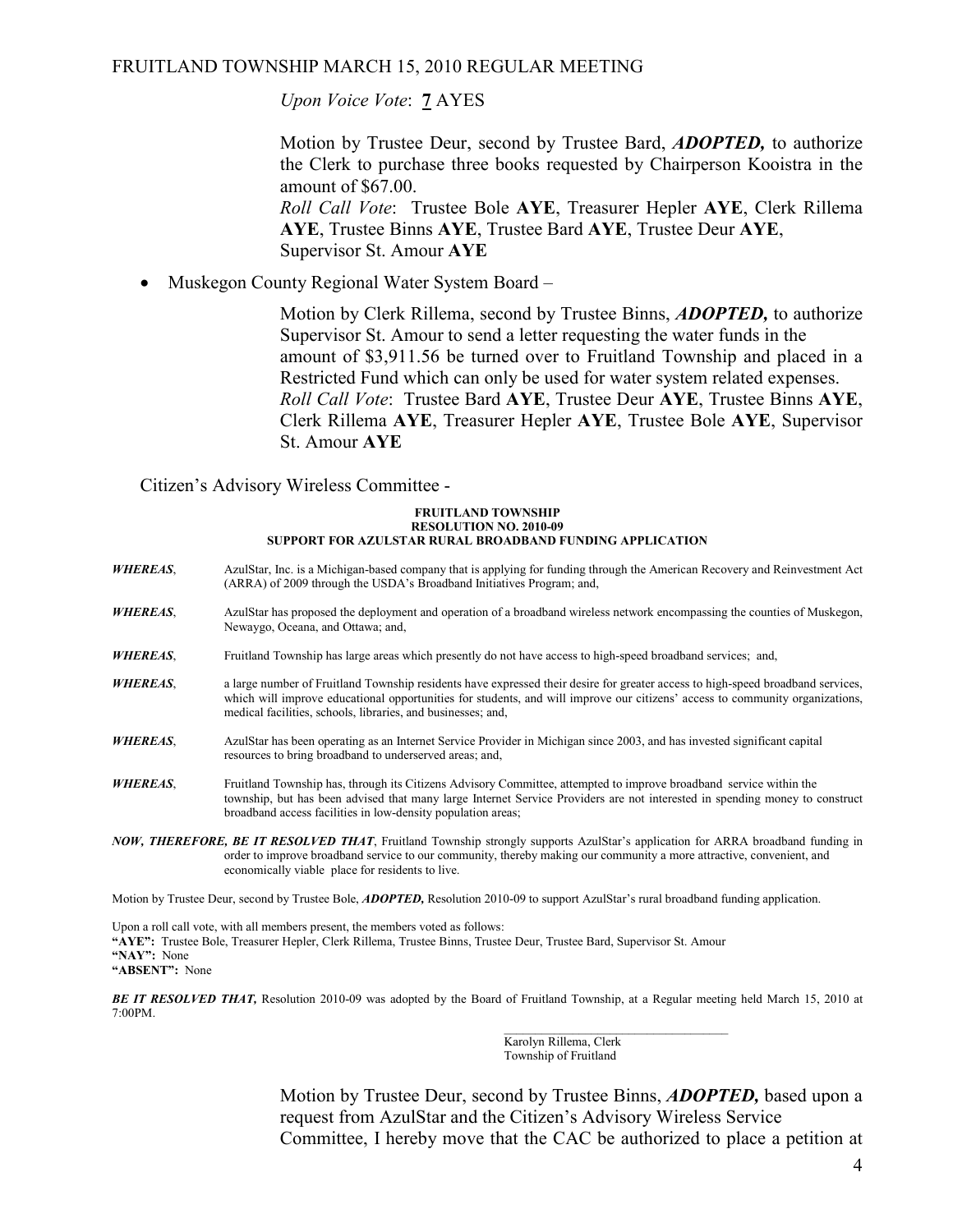*Upon Voice Vote*: **7** AYES

Motion by Trustee Deur, second by Trustee Bard, ***ADOPTED,*** to authorize the Clerk to purchase three books requested by Chairperson Kooistra in the amount of $67.00.
*Roll Call Vote*: Trustee Bole **AYE**, Treasurer Hepler **AYE**, Clerk Rillema **AYE**, Trustee Binns **AYE**, Trustee Bard **AYE**, Trustee Deur **AYE**, Supervisor St. Amour **AYE**

- Muskegon County Regional Water System Board –

Motion by Clerk Rillema, second by Trustee Binns, ***ADOPTED,*** to authorize Supervisor St. Amour to send a letter requesting the water funds in the amount of $3,911.56 be turned over to Fruitland Township and placed in a Restricted Fund which can only be used for water system related expenses.
*Roll Call Vote*: Trustee Bard **AYE**, Trustee Deur **AYE**, Trustee Binns **AYE**, Clerk Rillema **AYE**, Treasurer Hepler **AYE**, Trustee Bole **AYE**, Supervisor St. Amour **AYE**

Citizen's Advisory Wireless Committee -

**FRUITLAND TOWNSHIP**
**RESOLUTION NO. 2010-09**
**SUPPORT FOR AZULSTAR RURAL BROADBAND FUNDING APPLICATION**

***WHEREAS***, AzulStar, Inc. is a Michigan-based company that is applying for funding through the American Recovery and Reinvestment Act (ARRA) of 2009 through the USDA's Broadband Initiatives Program; and,

***WHEREAS***, AzulStar has proposed the deployment and operation of a broadband wireless network encompassing the counties of Muskegon, Newaygo, Oceana, and Ottawa; and,

***WHEREAS***, Fruitland Township has large areas which presently do not have access to high-speed broadband services; and,

***WHEREAS***, a large number of Fruitland Township residents have expressed their desire for greater access to high-speed broadband services, which will improve educational opportunities for students, and will improve our citizens' access to community organizations, medical facilities, schools, libraries, and businesses; and,

***WHEREAS***, AzulStar has been operating as an Internet Service Provider in Michigan since 2003, and has invested significant capital resources to bring broadband to underserved areas; and,

***WHEREAS***, Fruitland Township has, through its Citizens Advisory Committee, attempted to improve broadband service within the township, but has been advised that many large Internet Service Providers are not interested in spending money to construct broadband access facilities in low-density population areas;

***NOW, THEREFORE, BE IT RESOLVED THAT***, Fruitland Township strongly supports AzulStar's application for ARRA broadband funding in order to improve broadband service to our community, thereby making our community a more attractive, convenient, and economically viable place for residents to live.

Motion by Trustee Deur, second by Trustee Bole, ***ADOPTED,*** Resolution 2010-09 to support AzulStar's rural broadband funding application.

Upon a roll call vote, with all members present, the members voted as follows:
**"AYE":** Trustee Bole, Treasurer Hepler, Clerk Rillema, Trustee Binns, Trustee Deur, Trustee Bard, Supervisor St. Amour
**"NAY":** None
**"ABSENT":** None

***BE IT RESOLVED THAT,*** Resolution 2010-09 was adopted by the Board of Fruitland Township, at a Regular meeting held March 15, 2010 at 7:00PM.

\_\_\_\_\_\_\_\_\_\_\_\_\_\_\_\_\_\_\_\_\_\_\_\_\_\_\_\_\_\_\_\_
Karolyn Rillema, Clerk
Township of Fruitland

Motion by Trustee Deur, second by Trustee Binns, ***ADOPTED,*** based upon a request from AzulStar and the Citizen's Advisory Wireless Service Committee, I hereby move that the CAC be authorized to place a petition at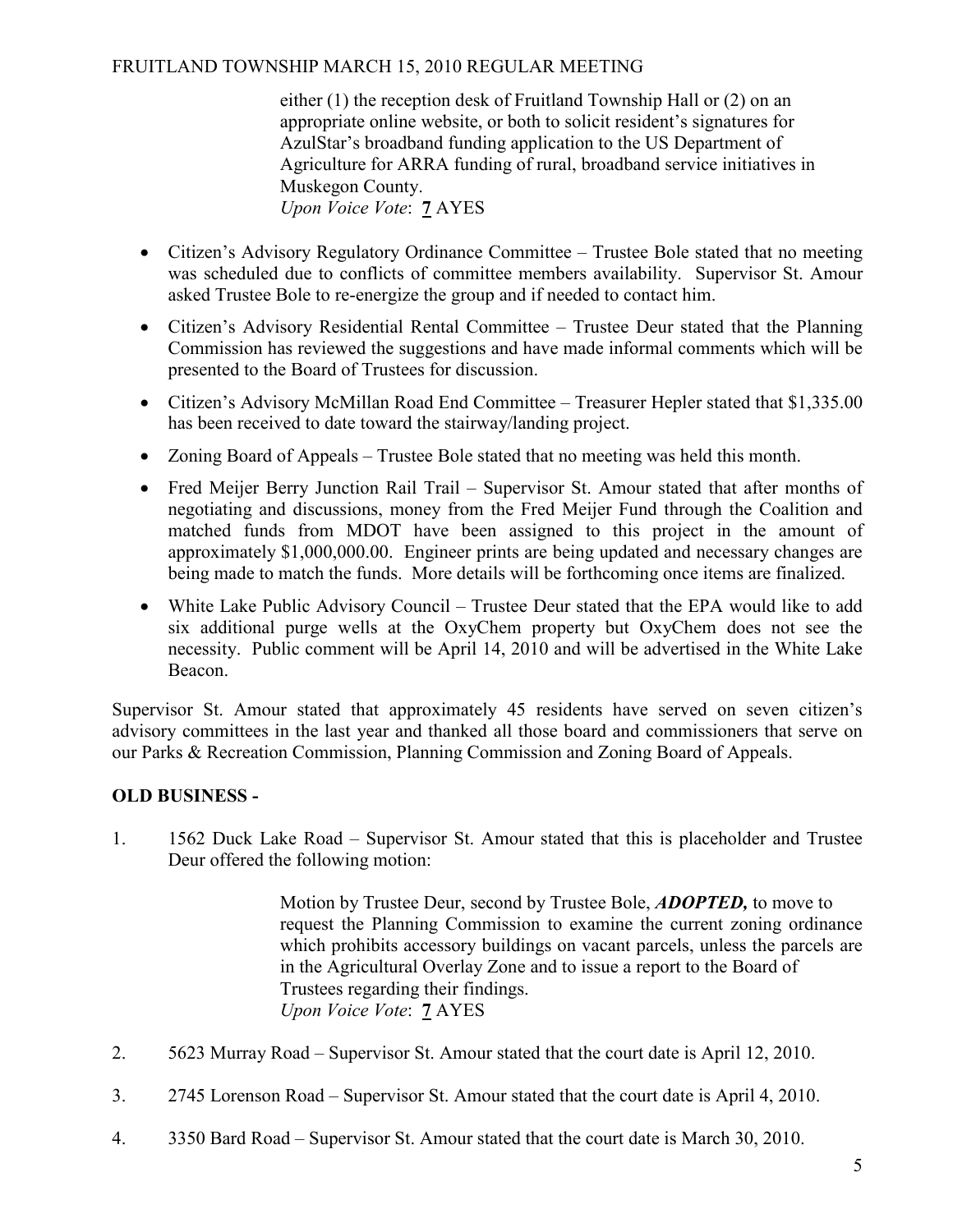either (1) the reception desk of Fruitland Township Hall or (2) on an appropriate online website, or both to solicit resident's signatures for AzulStar's broadband funding application to the US Department of Agriculture for ARRA funding of rural, broadband service initiatives in Muskegon County.
*Upon Voice Vote*: **7** AYES

- Citizen's Advisory Regulatory Ordinance Committee – Trustee Bole stated that no meeting was scheduled due to conflicts of committee members availability. Supervisor St. Amour asked Trustee Bole to re-energize the group and if needed to contact him.
- Citizen's Advisory Residential Rental Committee – Trustee Deur stated that the Planning Commission has reviewed the suggestions and have made informal comments which will be presented to the Board of Trustees for discussion.
- Citizen's Advisory McMillan Road End Committee – Treasurer Hepler stated that $1,335.00 has been received to date toward the stairway/landing project.
- Zoning Board of Appeals – Trustee Bole stated that no meeting was held this month.
- Fred Meijer Berry Junction Rail Trail – Supervisor St. Amour stated that after months of negotiating and discussions, money from the Fred Meijer Fund through the Coalition and matched funds from MDOT have been assigned to this project in the amount of approximately $1,000,000.00. Engineer prints are being updated and necessary changes are being made to match the funds. More details will be forthcoming once items are finalized.
- White Lake Public Advisory Council – Trustee Deur stated that the EPA would like to add six additional purge wells at the OxyChem property but OxyChem does not see the necessity. Public comment will be April 14, 2010 and will be advertised in the White Lake Beacon.

Supervisor St. Amour stated that approximately 45 residents have served on seven citizen's advisory committees in the last year and thanked all those board and commissioners that serve on our Parks & Recreation Commission, Planning Commission and Zoning Board of Appeals.

## OLD BUSINESS -

1. 1562 Duck Lake Road – Supervisor St. Amour stated that this is placeholder and Trustee Deur offered the following motion:

   Motion by Trustee Deur, second by Trustee Bole, ***ADOPTED,*** to move to request the Planning Commission to examine the current zoning ordinance which prohibits accessory buildings on vacant parcels, unless the parcels are in the Agricultural Overlay Zone and to issue a report to the Board of Trustees regarding their findings.
   *Upon Voice Vote*: **7** AYES

2. 5623 Murray Road – Supervisor St. Amour stated that the court date is April 12, 2010.

3. 2745 Lorenson Road – Supervisor St. Amour stated that the court date is April 4, 2010.

4. 3350 Bard Road – Supervisor St. Amour stated that the court date is March 30, 2010.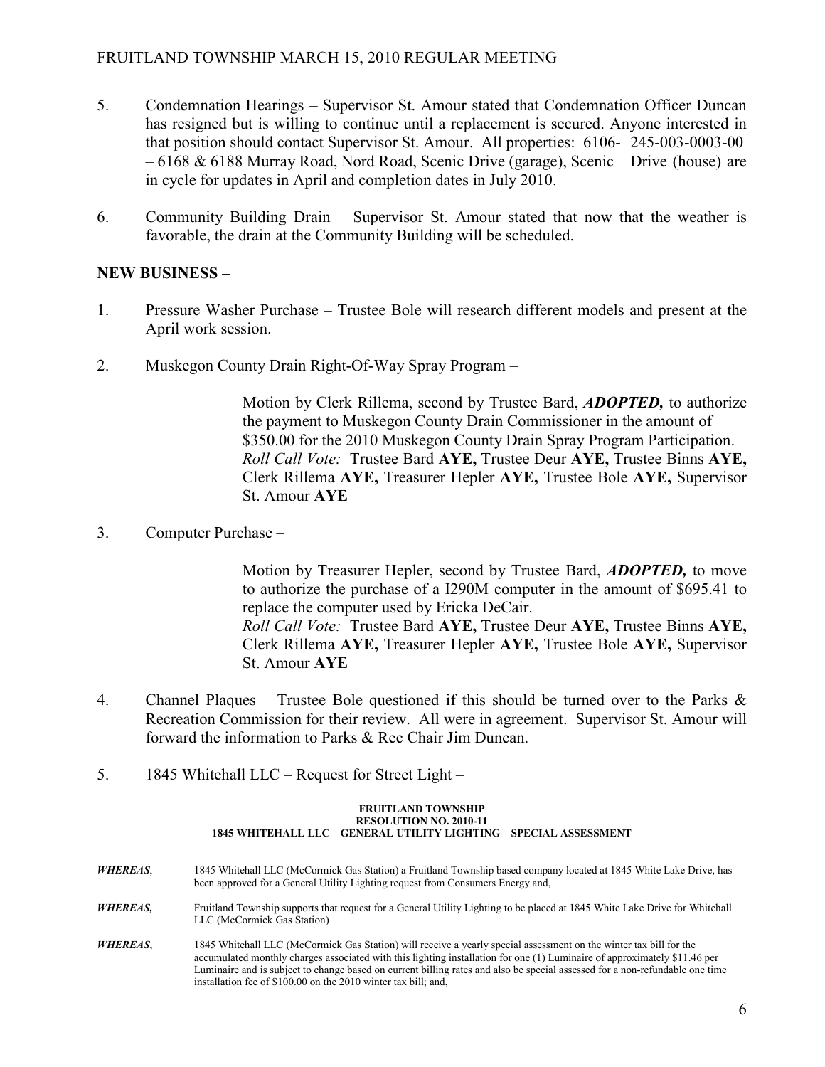5. Condemnation Hearings – Supervisor St. Amour stated that Condemnation Officer Duncan has resigned but is willing to continue until a replacement is secured. Anyone interested in that position should contact Supervisor St. Amour. All properties: 6106- 245-003-0003-00 – 6168 & 6188 Murray Road, Nord Road, Scenic Drive (garage), Scenic Drive (house) are in cycle for updates in April and completion dates in July 2010.

6. Community Building Drain – Supervisor St. Amour stated that now that the weather is favorable, the drain at the Community Building will be scheduled.

**NEW BUSINESS –**

1. Pressure Washer Purchase – Trustee Bole will research different models and present at the April work session.

2. Muskegon County Drain Right-Of-Way Spray Program –

   Motion by Clerk Rillema, second by Trustee Bard, ***ADOPTED,*** to authorize the payment to Muskegon County Drain Commissioner in the amount of $350.00 for the 2010 Muskegon County Drain Spray Program Participation.
   *Roll Call Vote:* Trustee Bard **AYE,** Trustee Deur **AYE,** Trustee Binns **AYE,** Clerk Rillema **AYE,** Treasurer Hepler **AYE,** Trustee Bole **AYE,** Supervisor St. Amour **AYE**

3. Computer Purchase –

   Motion by Treasurer Hepler, second by Trustee Bard, ***ADOPTED,*** to move to authorize the purchase of a I290M computer in the amount of $695.41 to replace the computer used by Ericka DeCair.
   *Roll Call Vote:* Trustee Bard **AYE,** Trustee Deur **AYE,** Trustee Binns **AYE,** Clerk Rillema **AYE,** Treasurer Hepler **AYE,** Trustee Bole **AYE,** Supervisor St. Amour **AYE**

4. Channel Plaques – Trustee Bole questioned if this should be turned over to the Parks & Recreation Commission for their review. All were in agreement. Supervisor St. Amour will forward the information to Parks & Rec Chair Jim Duncan.

5. 1845 Whitehall LLC – Request for Street Light –

**FRUITLAND TOWNSHIP**
**RESOLUTION NO. 2010-11**
**1845 WHITEHALL LLC – GENERAL UTILITY LIGHTING – SPECIAL ASSESSMENT**

***WHEREAS***, 1845 Whitehall LLC (McCormick Gas Station) a Fruitland Township based company located at 1845 White Lake Drive, has been approved for a General Utility Lighting request from Consumers Energy and,

***WHEREAS,*** Fruitland Township supports that request for a General Utility Lighting to be placed at 1845 White Lake Drive for Whitehall LLC (McCormick Gas Station)

***WHEREAS***, 1845 Whitehall LLC (McCormick Gas Station) will receive a yearly special assessment on the winter tax bill for the accumulated monthly charges associated with this lighting installation for one (1) Luminaire of approximately $11.46 per Luminaire and is subject to change based on current billing rates and also be special assessed for a non-refundable one time installation fee of $100.00 on the 2010 winter tax bill; and,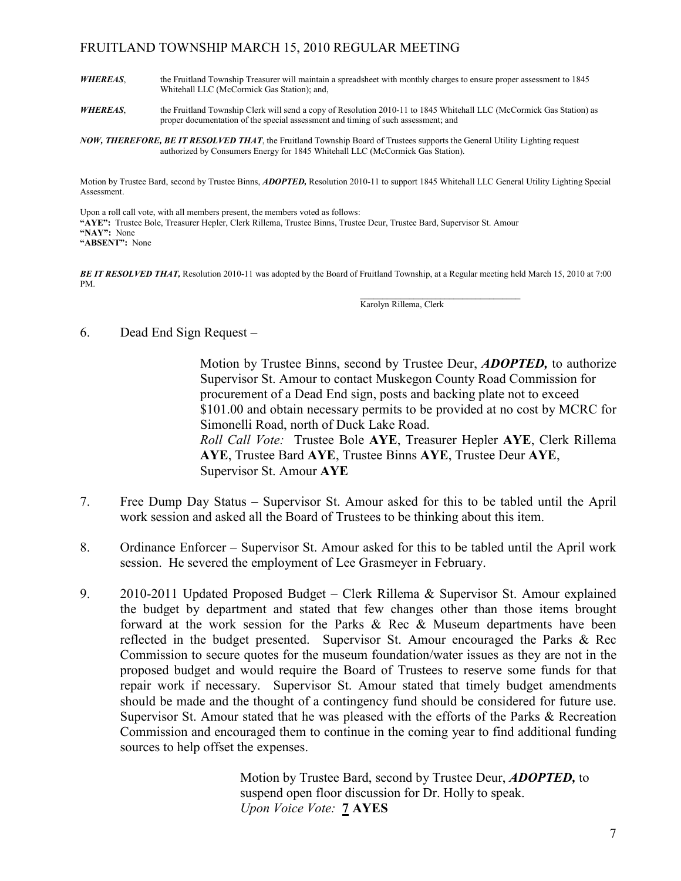***WHEREAS***, the Fruitland Township Treasurer will maintain a spreadsheet with monthly charges to ensure proper assessment to 1845 Whitehall LLC (McCormick Gas Station); and,

***WHEREAS***, the Fruitland Township Clerk will send a copy of Resolution 2010-11 to 1845 Whitehall LLC (McCormick Gas Station) as proper documentation of the special assessment and timing of such assessment; and

***NOW, THEREFORE, BE IT RESOLVED THAT***, the Fruitland Township Board of Trustees supports the General Utility Lighting request authorized by Consumers Energy for 1845 Whitehall LLC (McCormick Gas Station).

Motion by Trustee Bard, second by Trustee Binns, ***ADOPTED,*** Resolution 2010-11 to support 1845 Whitehall LLC General Utility Lighting Special Assessment.

Upon a roll call vote, with all members present, the members voted as follows:
**"AYE":** Trustee Bole, Treasurer Hepler, Clerk Rillema, Trustee Binns, Trustee Deur, Trustee Bard, Supervisor St. Amour
**"NAY":** None
**"ABSENT":** None

***BE IT RESOLVED THAT,*** Resolution 2010-11 was adopted by the Board of Fruitland Township, at a Regular meeting held March 15, 2010 at 7:00 PM.

___________________________________
Karolyn Rillema, Clerk

6. Dead End Sign Request –

   Motion by Trustee Binns, second by Trustee Deur, ***ADOPTED,*** to authorize Supervisor St. Amour to contact Muskegon County Road Commission for procurement of a Dead End sign, posts and backing plate not to exceed $101.00 and obtain necessary permits to be provided at no cost by MCRC for Simonelli Road, north of Duck Lake Road.
   *Roll Call Vote:* Trustee Bole **AYE**, Treasurer Hepler **AYE**, Clerk Rillema **AYE**, Trustee Bard **AYE**, Trustee Binns **AYE**, Trustee Deur **AYE**, Supervisor St. Amour **AYE**

7. Free Dump Day Status – Supervisor St. Amour asked for this to be tabled until the April work session and asked all the Board of Trustees to be thinking about this item.

8. Ordinance Enforcer – Supervisor St. Amour asked for this to be tabled until the April work session. He severed the employment of Lee Grasmeyer in February.

9. 2010-2011 Updated Proposed Budget – Clerk Rillema & Supervisor St. Amour explained the budget by department and stated that few changes other than those items brought forward at the work session for the Parks & Rec & Museum departments have been reflected in the budget presented. Supervisor St. Amour encouraged the Parks & Rec Commission to secure quotes for the museum foundation/water issues as they are not in the proposed budget and would require the Board of Trustees to reserve some funds for that repair work if necessary. Supervisor St. Amour stated that timely budget amendments should be made and the thought of a contingency fund should be considered for future use. Supervisor St. Amour stated that he was pleased with the efforts of the Parks & Recreation Commission and encouraged them to continue in the coming year to find additional funding sources to help offset the expenses.

   Motion by Trustee Bard, second by Trustee Deur, ***ADOPTED,*** to suspend open floor discussion for Dr. Holly to speak.
   *Upon Voice Vote:* **7 AYES**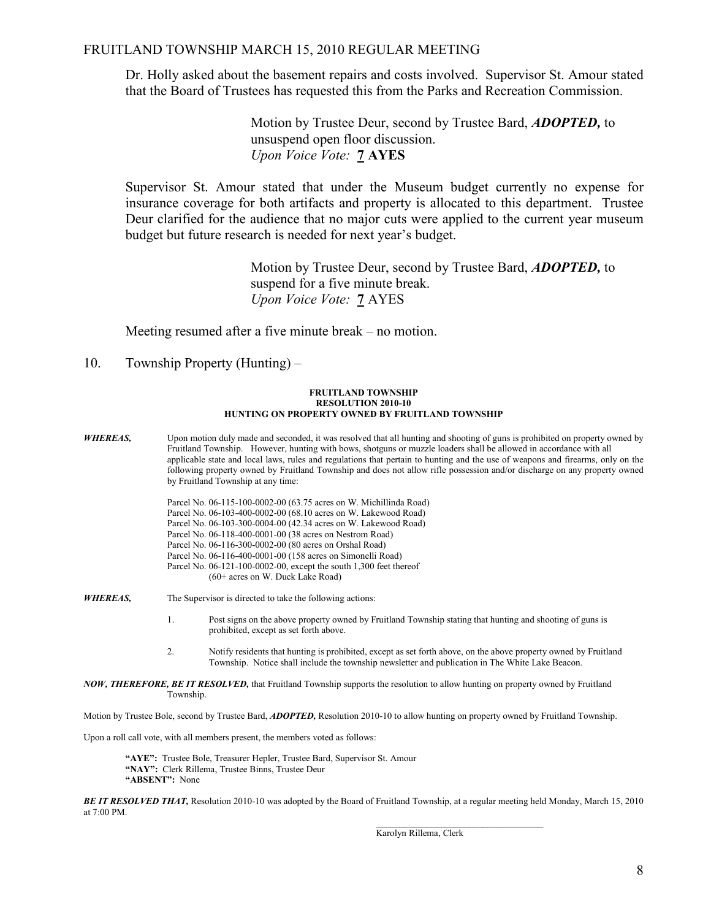Dr. Holly asked about the basement repairs and costs involved. Supervisor St. Amour stated that the Board of Trustees has requested this from the Parks and Recreation Commission.

> Motion by Trustee Deur, second by Trustee Bard, ***ADOPTED,*** to unsuspend open floor discussion.
> *Upon Voice Vote:* **7 AYES**

Supervisor St. Amour stated that under the Museum budget currently no expense for insurance coverage for both artifacts and property is allocated to this department. Trustee Deur clarified for the audience that no major cuts were applied to the current year museum budget but future research is needed for next year's budget.

> Motion by Trustee Deur, second by Trustee Bard, ***ADOPTED,*** to suspend for a five minute break.
> *Upon Voice Vote:* **7** AYES

Meeting resumed after a five minute break – no motion.

10. Township Property (Hunting) –

**FRUITLAND TOWNSHIP**
**RESOLUTION 2010-10**
**HUNTING ON PROPERTY OWNED BY FRUITLAND TOWNSHIP**

***WHEREAS,*** Upon motion duly made and seconded, it was resolved that all hunting and shooting of guns is prohibited on property owned by Fruitland Township. However, hunting with bows, shotguns or muzzle loaders shall be allowed in accordance with all applicable state and local laws, rules and regulations that pertain to hunting and the use of weapons and firearms, only on the following property owned by Fruitland Township and does not allow rifle possession and/or discharge on any property owned by Fruitland Township at any time:

Parcel No. 06-115-100-0002-00 (63.75 acres on W. Michillinda Road)
Parcel No. 06-103-400-0002-00 (68.10 acres on W. Lakewood Road)
Parcel No. 06-103-300-0004-00 (42.34 acres on W. Lakewood Road)
Parcel No. 06-118-400-0001-00 (38 acres on Nestrom Road)
Parcel No. 06-116-300-0002-00 (80 acres on Orshal Road)
Parcel No. 06-116-400-0001-00 (158 acres on Simonelli Road)
Parcel No. 06-121-100-0002-00, except the south 1,300 feet thereof (60+ acres on W. Duck Lake Road)

***WHEREAS,*** The Supervisor is directed to take the following actions:

1. Post signs on the above property owned by Fruitland Township stating that hunting and shooting of guns is prohibited, except as set forth above.
2. Notify residents that hunting is prohibited, except as set forth above, on the above property owned by Fruitland Township. Notice shall include the township newsletter and publication in The White Lake Beacon.

***NOW, THEREFORE, BE IT RESOLVED,*** that Fruitland Township supports the resolution to allow hunting on property owned by Fruitland Township.

Motion by Trustee Bole, second by Trustee Bard, ***ADOPTED,*** Resolution 2010-10 to allow hunting on property owned by Fruitland Township.

Upon a roll call vote, with all members present, the members voted as follows:

**"AYE":** Trustee Bole, Treasurer Hepler, Trustee Bard, Supervisor St. Amour
**"NAY":** Clerk Rillema, Trustee Binns, Trustee Deur
**"ABSENT":** None

***BE IT RESOLVED THAT,*** Resolution 2010-10 was adopted by the Board of Fruitland Township, at a regular meeting held Monday, March 15, 2010 at 7:00 PM.

\_\_\_\_\_\_\_\_\_\_\_\_\_\_\_\_\_\_\_\_\_\_\_\_\_\_\_\_\_\_\_\_
Karolyn Rillema, Clerk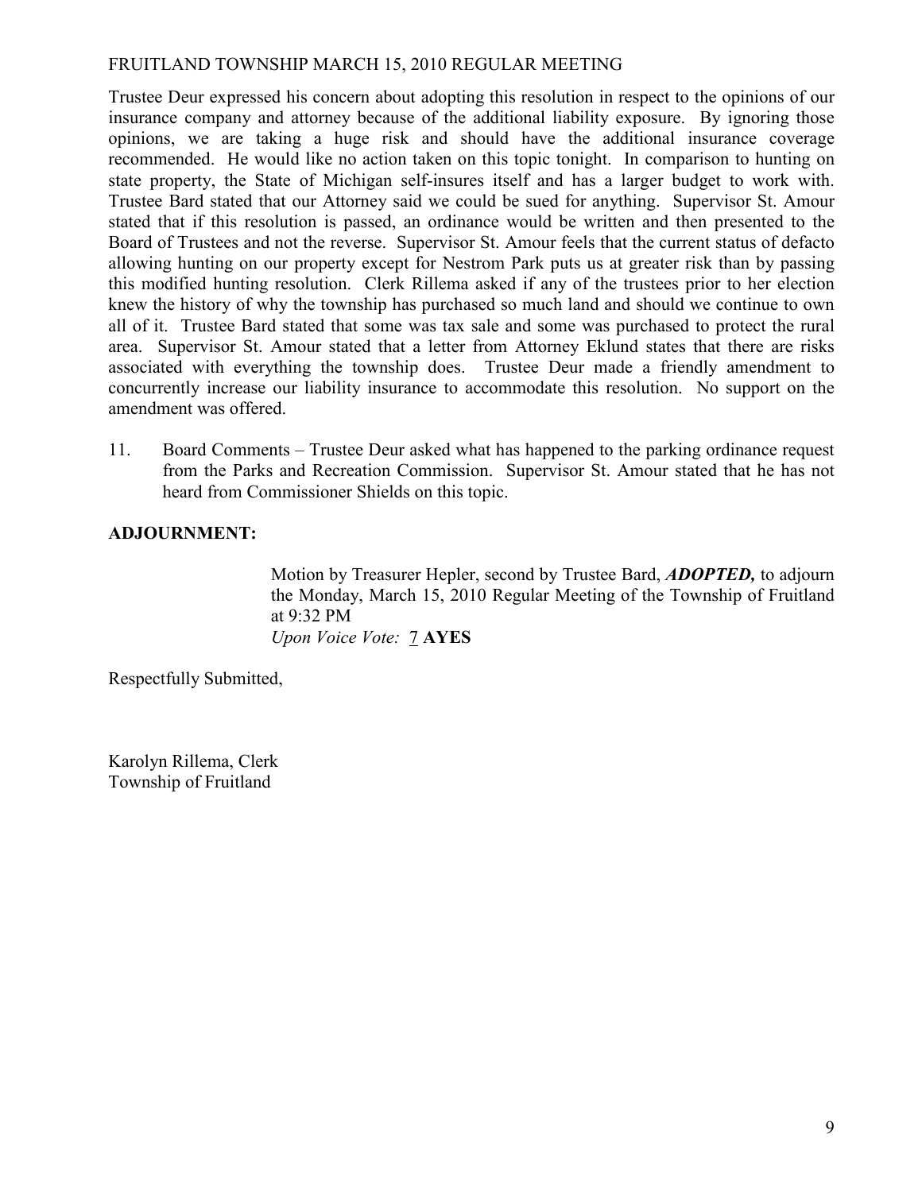Trustee Deur expressed his concern about adopting this resolution in respect to the opinions of our insurance company and attorney because of the additional liability exposure. By ignoring those opinions, we are taking a huge risk and should have the additional insurance coverage recommended. He would like no action taken on this topic tonight. In comparison to hunting on state property, the State of Michigan self-insures itself and has a larger budget to work with. Trustee Bard stated that our Attorney said we could be sued for anything. Supervisor St. Amour stated that if this resolution is passed, an ordinance would be written and then presented to the Board of Trustees and not the reverse. Supervisor St. Amour feels that the current status of defacto allowing hunting on our property except for Nestrom Park puts us at greater risk than by passing this modified hunting resolution. Clerk Rillema asked if any of the trustees prior to her election knew the history of why the township has purchased so much land and should we continue to own all of it. Trustee Bard stated that some was tax sale and some was purchased to protect the rural area. Supervisor St. Amour stated that a letter from Attorney Eklund states that there are risks associated with everything the township does. Trustee Deur made a friendly amendment to concurrently increase our liability insurance to accommodate this resolution. No support on the amendment was offered.

11. Board Comments – Trustee Deur asked what has happened to the parking ordinance request from the Parks and Recreation Commission. Supervisor St. Amour stated that he has not heard from Commissioner Shields on this topic.

**ADJOURNMENT:**

Motion by Treasurer Hepler, second by Trustee Bard, ***ADOPTED,*** to adjourn the Monday, March 15, 2010 Regular Meeting of the Township of Fruitland at 9:32 PM
*Upon Voice Vote:* 7 **AYES**

Respectfully Submitted,

Karolyn Rillema, Clerk
Township of Fruitland